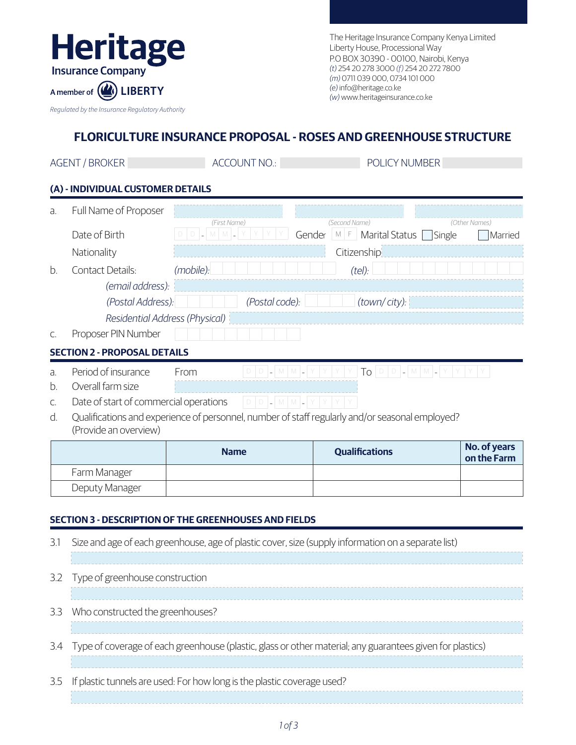**Heritage**
Insurance Company

A member of LIBERTY

*Regulated by the Insurance Regulatory Authority*

The Heritage Insurance Company Kenya Limited
Liberty House, Processional Way
P.O BOX 30390 - 00100, Nairobi, Kenya
*(t)* 254 20 278 3000 *(f)* 254 20 272 7800
*(m)* 0711 039 000, 0734 101 000
*(e)* info@heritage.co.ke
*(w)* www.heritageinsurance.co.ke

# FLORICULTURE INSURANCE PROPOSAL - ROSES AND GREENHOUSE STRUCTURE

AGENT / BROKER ____________ ACCOUNT NO.: ____________ POLICY NUMBER ____________

## (A) - INDIVIDUAL CUSTOMER DETAILS

a. Full Name of Proposer ____________ *(First Name)* ____________ *(Second Name)* ____________ *(Other Names)*

Date of Birth D D - M M - Y Y Y Y Gender M F Marital Status ☐ Single ☐ Married

Nationality ____________ Citizenship ____________

b. Contact Details: *(mobile):* ____________ *(tel):* ____________

*(email address):* ____________

*(Postal Address):* ____________ *(Postal code):* ____________ *(town/ city):* ____________

*Residential Address (Physical)* ____________

c. Proposer PIN Number ____________

## SECTION 2 - PROPOSAL DETAILS

a. Period of insurance From D D - M M - Y Y Y Y To D D - M M - Y Y Y Y

b. Overall farm size ____________

c. Date of start of commercial operations D D - M M - Y Y Y Y

d. Qualifications and experience of personnel, number of staff regularly and/or seasonal employed? (Provide an overview)

| | Name | Qualifications | No. of years on the Farm |
|---|---|---|---|
| Farm Manager | | | |
| Deputy Manager | | | |

## SECTION 3 - DESCRIPTION OF THE GREENHOUSES AND FIELDS

3.1 Size and age of each greenhouse, age of plastic cover, size (supply information on a separate list)

____________

3.2 Type of greenhouse construction

____________

3.3 Who constructed the greenhouses?

____________

3.4 Type of coverage of each greenhouse (plastic, glass or other material; any guarantees given for plastics)

____________

3.5 If plastic tunnels are used: For how long is the plastic coverage used?

____________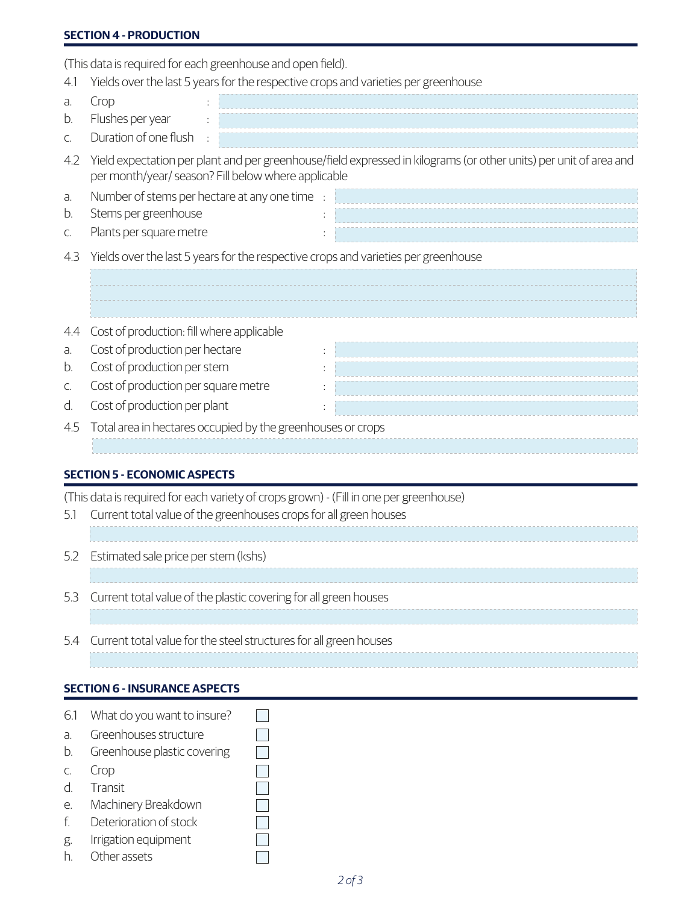## SECTION 4 - PRODUCTION

(This data is required for each greenhouse and open field).

4.1 Yields over the last 5 years for the respective crops and varieties per greenhouse

a. Crop :

b. Flushes per year :

c. Duration of one flush :

4.2 Yield expectation per plant and per greenhouse/field expressed in kilograms (or other units) per unit of area and per month/year/ season? Fill below where applicable

a. Number of stems per hectare at any one time :

b. Stems per greenhouse :

c. Plants per square metre :

4.3 Yields over the last 5 years for the respective crops and varieties per greenhouse

4.4 Cost of production: fill where applicable

a. Cost of production per hectare :

b. Cost of production per stem :

c. Cost of production per square metre :

d. Cost of production per plant :

4.5 Total area in hectares occupied by the greenhouses or crops

## SECTION 5 - ECONOMIC ASPECTS

(This data is required for each variety of crops grown) - (Fill in one per greenhouse)

5.1 Current total value of the greenhouses crops for all green houses

5.2 Estimated sale price per stem (kshs)

5.3 Current total value of the plastic covering for all green houses

5.4 Current total value for the steel structures for all green houses

## SECTION 6 - INSURANCE ASPECTS

6.1 What do you want to insure? ☐

a. Greenhouses structure ☐

b. Greenhouse plastic covering ☐

c. Crop ☐

d. Transit ☐

e. Machinery Breakdown ☐

f. Deterioration of stock ☐

g. Irrigation equipment ☐

h. Other assets ☐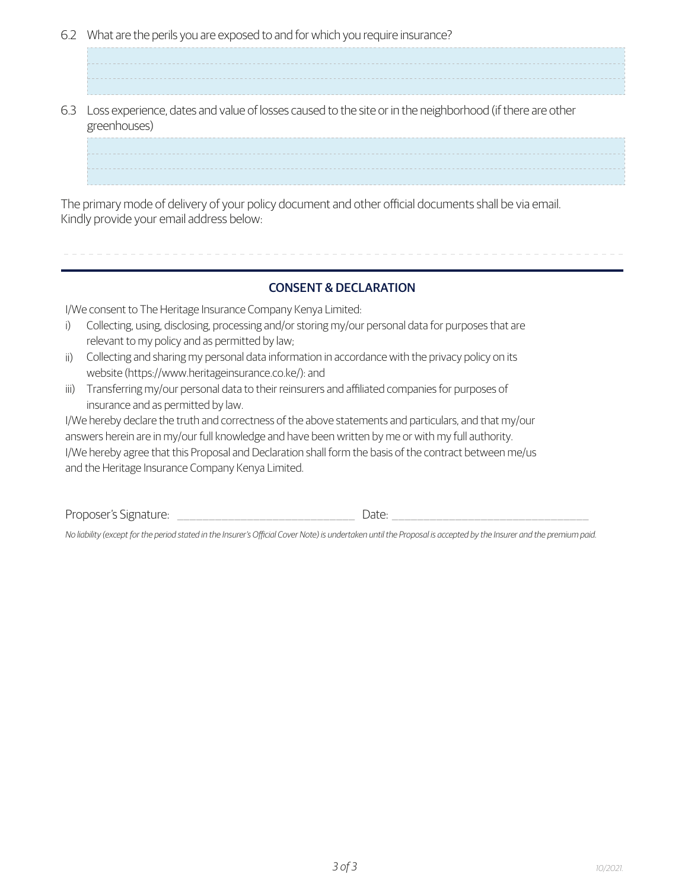6.2 What are the perils you are exposed to and for which you require insurance?

6.3 Loss experience, dates and value of losses caused to the site or in the neighborhood (if there are other greenhouses)

The primary mode of delivery of your policy document and other official documents shall be via email. Kindly provide your email address below:

## CONSENT & DECLARATION

I/We consent to The Heritage Insurance Company Kenya Limited:

i) Collecting, using, disclosing, processing and/or storing my/our personal data for purposes that are relevant to my policy and as permitted by law;
ii) Collecting and sharing my personal data information in accordance with the privacy policy on its website (https://www.heritageinsurance.co.ke/): and
iii) Transferring my/our personal data to their reinsurers and affiliated companies for purposes of insurance and as permitted by law.

I/We hereby declare the truth and correctness of the above statements and particulars, and that my/our answers herein are in my/our full knowledge and have been written by me or with my full authority.
I/We hereby agree that this Proposal and Declaration shall form the basis of the contract between me/us and the Heritage Insurance Company Kenya Limited.

Proposer's Signature: ____________________________ Date: ______________________________

*No liability (except for the period stated in the Insurer's Official Cover Note) is undertaken until the Proposal is accepted by the Insurer and the premium paid.*

10/2021.